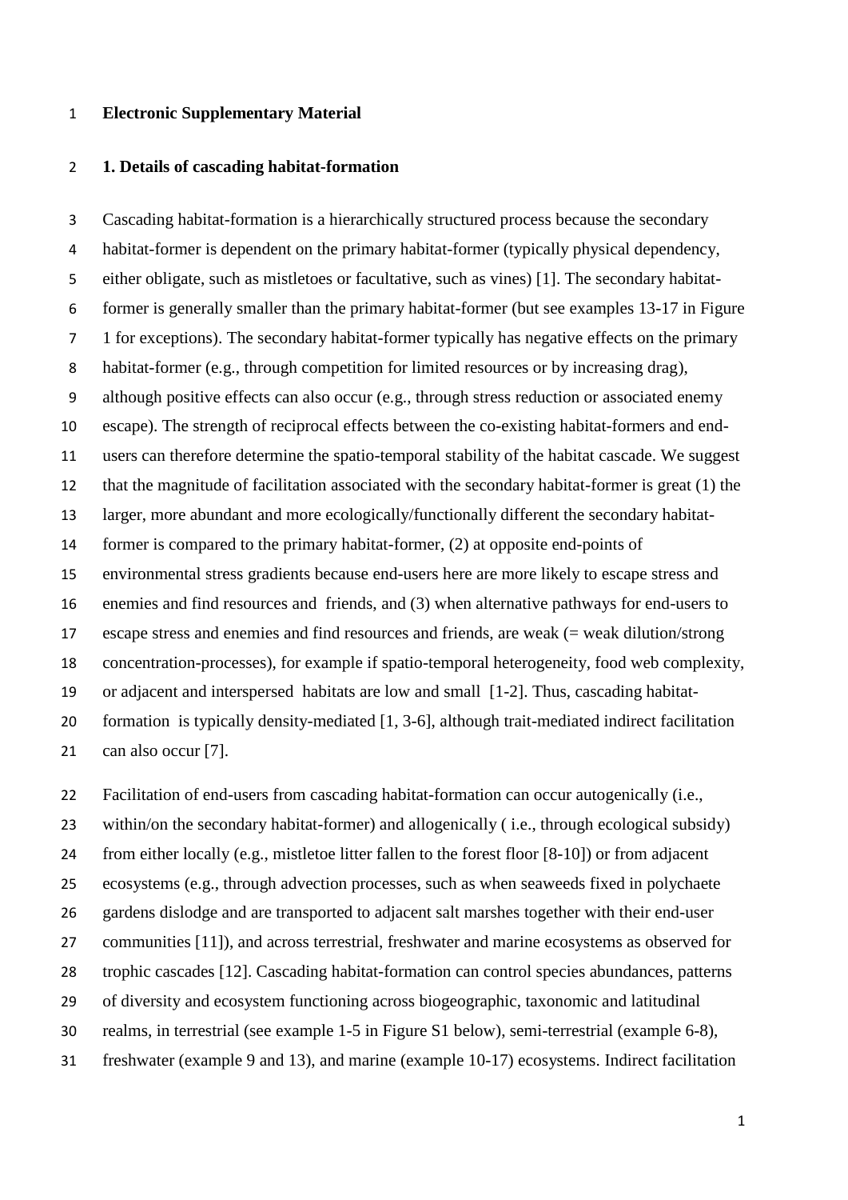**Electronic Supplementary Material**

**1. Details of cascading habitat-formation**

Cascading habitat-formation is a hierarchically structured process because the secondary habitat-former is dependent on the primary habitat-former (typically physical dependency, either obligate, such as mistletoes or facultative, such as vines) [1]. The secondary habitat-former is generally smaller than the primary habitat-former (but see examples 13-17 in Figure 1 for exceptions). The secondary habitat-former typically has negative effects on the primary habitat-former (e.g., through competition for limited resources or by increasing drag), although positive effects can also occur (e.g., through stress reduction or associated enemy escape). The strength of reciprocal effects between the co-existing habitat-formers and end-users can therefore determine the spatio-temporal stability of the habitat cascade. We suggest that the magnitude of facilitation associated with the secondary habitat-former is great (1) the larger, more abundant and more ecologically/functionally different the secondary habitat-former is compared to the primary habitat-former, (2) at opposite end-points of environmental stress gradients because end-users here are more likely to escape stress and enemies and find resources and friends, and (3) when alternative pathways for end-users to escape stress and enemies and find resources and friends, are weak (= weak dilution/strong concentration-processes), for example if spatio-temporal heterogeneity, food web complexity, or adjacent and interspersed habitats are low and small [1-2]. Thus, cascading habitat-formation is typically density-mediated [1, 3-6], although trait-mediated indirect facilitation can also occur [7].

Facilitation of end-users from cascading habitat-formation can occur autogenically (i.e., within/on the secondary habitat-former) and allogenically ( i.e., through ecological subsidy) from either locally (e.g., mistletoe litter fallen to the forest floor [8-10]) or from adjacent ecosystems (e.g., through advection processes, such as when seaweeds fixed in polychaete gardens dislodge and are transported to adjacent salt marshes together with their end-user communities [11]), and across terrestrial, freshwater and marine ecosystems as observed for trophic cascades [12]. Cascading habitat-formation can control species abundances, patterns of diversity and ecosystem functioning across biogeographic, taxonomic and latitudinal realms, in terrestrial (see example 1-5 in Figure S1 below), semi-terrestrial (example 6-8), freshwater (example 9 and 13), and marine (example 10-17) ecosystems. Indirect facilitation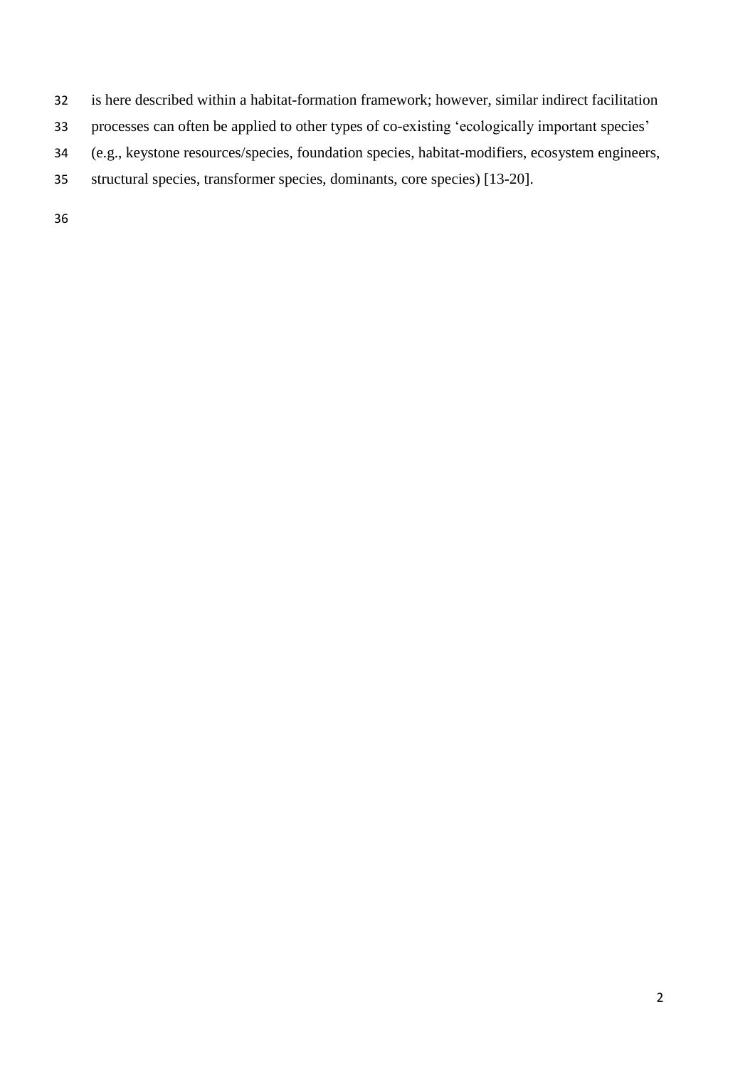is here described within a habitat-formation framework; however, similar indirect facilitation processes can often be applied to other types of co-existing 'ecologically important species' (e.g., keystone resources/species, foundation species, habitat-modifiers, ecosystem engineers, structural species, transformer species, dominants, core species) [13-20].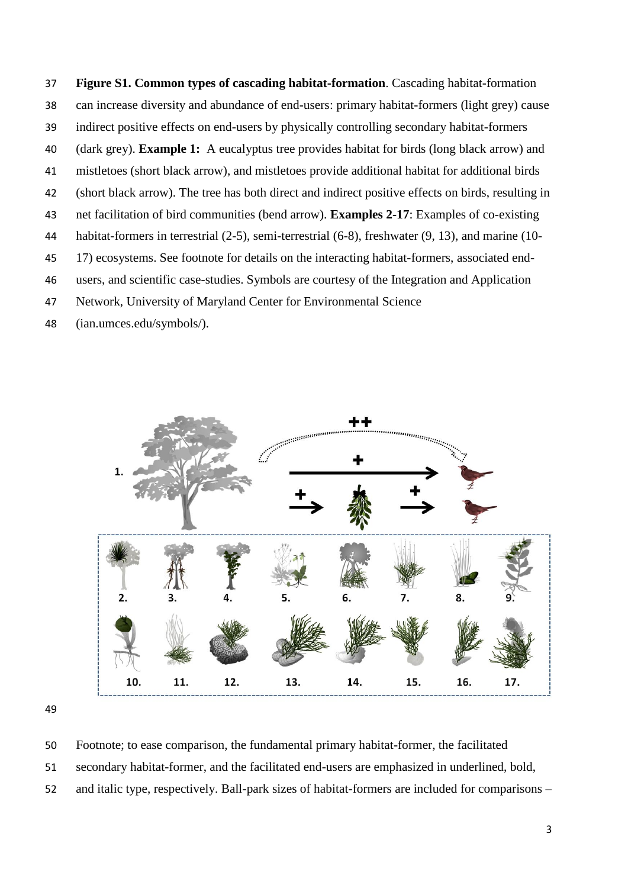**Figure S1. Common types of cascading habitat-formation**. Cascading habitat-formation can increase diversity and abundance of end-users: primary habitat-formers (light grey) cause indirect positive effects on end-users by physically controlling secondary habitat-formers (dark grey). **Example 1:** A eucalyptus tree provides habitat for birds (long black arrow) and mistletoes (short black arrow), and mistletoes provide additional habitat for additional birds (short black arrow). The tree has both direct and indirect positive effects on birds, resulting in net facilitation of bird communities (bend arrow). **Examples 2-17**: Examples of co-existing habitat-formers in terrestrial (2-5), semi-terrestrial (6-8), freshwater (9, 13), and marine (10-17) ecosystems. See footnote for details on the interacting habitat-formers, associated end-users, and scientific case-studies. Symbols are courtesy of the Integration and Application Network, University of Maryland Center for Environmental Science (ian.umces.edu/symbols/).

Footnote; to ease comparison, the fundamental primary habitat-former, the facilitated secondary habitat-former, and the facilitated end-users are emphasized in underlined, bold, and italic type, respectively. Ball-park sizes of habitat-formers are included for comparisons –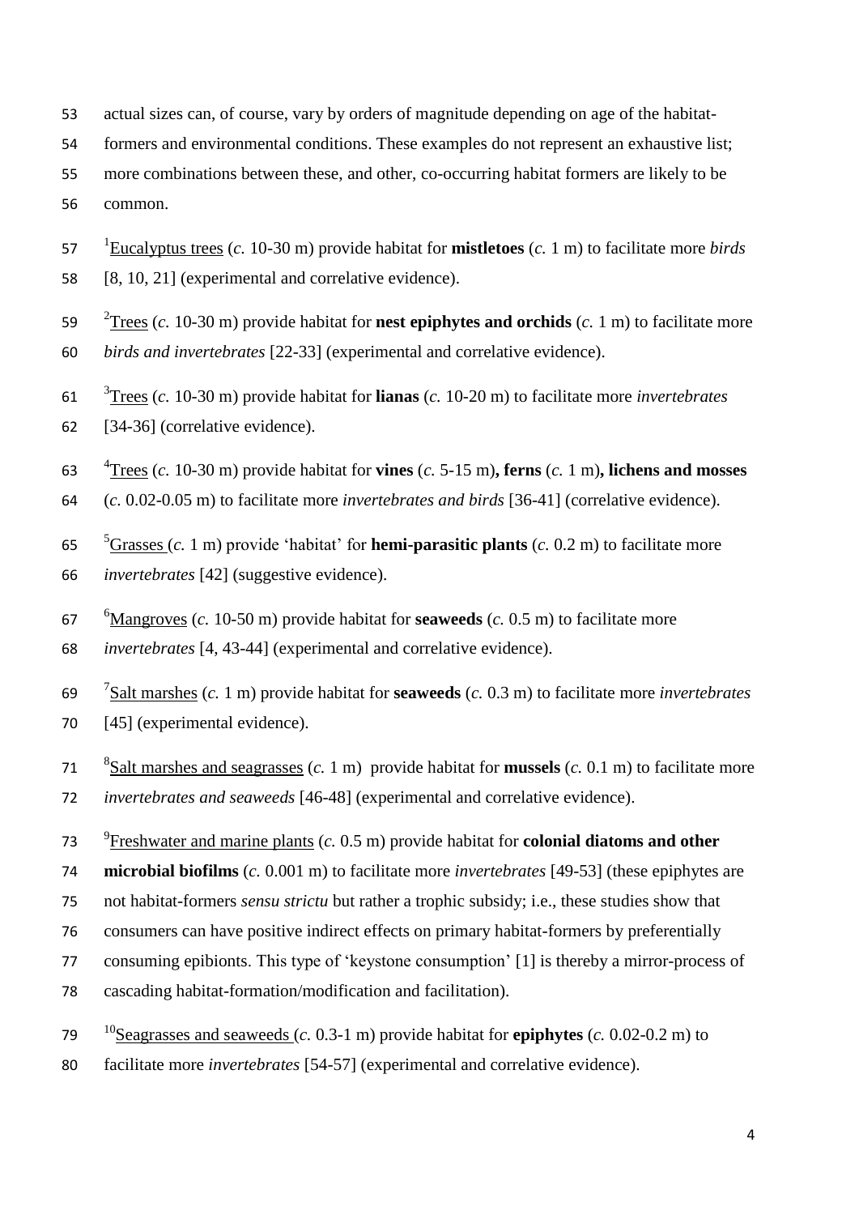actual sizes can, of course, vary by orders of magnitude depending on age of the habitat-formers and environmental conditions. These examples do not represent an exhaustive list; more combinations between these, and other, co-occurring habitat formers are likely to be common.

[1]Eucalyptus trees (*c.* 10-30 m) provide habitat for **mistletoes** (*c.* 1 m) to facilitate more *birds* [8, 10, 21] (experimental and correlative evidence).

[2]Trees (*c.* 10-30 m) provide habitat for **nest epiphytes and orchids** (*c.* 1 m) to facilitate more *birds and invertebrates* [22-33] (experimental and correlative evidence).

[3]Trees (*c.* 10-30 m) provide habitat for **lianas** (*c.* 10-20 m) to facilitate more *invertebrates* [34-36] (correlative evidence).

[4]Trees (*c.* 10-30 m) provide habitat for **vines** (*c.* 5-15 m)**, ferns** (*c.* 1 m)**, lichens and mosses** (*c.* 0.02-0.05 m) to facilitate more *invertebrates and birds* [36-41] (correlative evidence).

[5]Grasses (*c.* 1 m) provide 'habitat' for **hemi-parasitic plants** (*c.* 0.2 m) to facilitate more *invertebrates* [42] (suggestive evidence).

[6]Mangroves (*c.* 10-50 m) provide habitat for **seaweeds** (*c.* 0.5 m) to facilitate more *invertebrates* [4, 43-44] (experimental and correlative evidence).

[7]Salt marshes (*c.* 1 m) provide habitat for **seaweeds** (*c.* 0.3 m) to facilitate more *invertebrates* [45] (experimental evidence).

[8]Salt marshes and seagrasses (*c.* 1 m) provide habitat for **mussels** (*c.* 0.1 m) to facilitate more *invertebrates and seaweeds* [46-48] (experimental and correlative evidence).

[9]Freshwater and marine plants (*c.* 0.5 m) provide habitat for **colonial diatoms and other microbial biofilms** (*c.* 0.001 m) to facilitate more *invertebrates* [49-53] (these epiphytes are not habitat-formers *sensu strictu* but rather a trophic subsidy; i.e., these studies show that consumers can have positive indirect effects on primary habitat-formers by preferentially consuming epibionts. This type of 'keystone consumption' [1] is thereby a mirror-process of cascading habitat-formation/modification and facilitation).

[10]Seagrasses and seaweeds (*c.* 0.3-1 m) provide habitat for **epiphytes** (*c.* 0.02-0.2 m) to facilitate more *invertebrates* [54-57] (experimental and correlative evidence).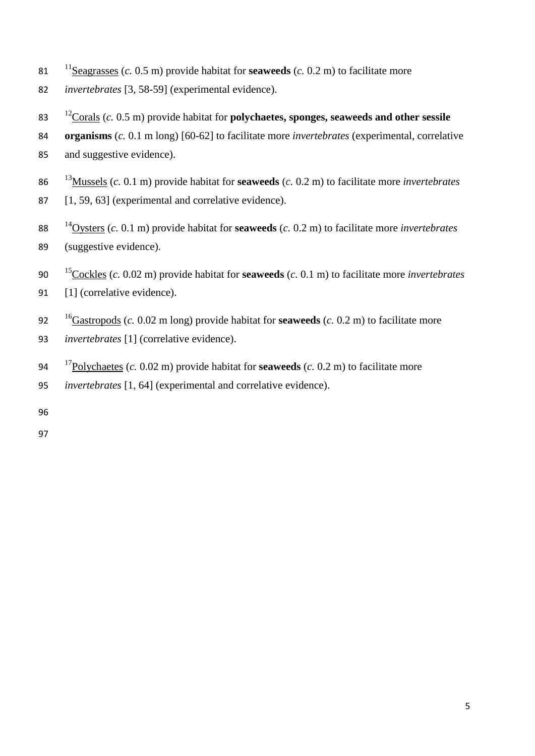[11]<u>Seagrasses</u> (*c.* 0.5 m) provide habitat for **seaweeds** (*c.* 0.2 m) to facilitate more *invertebrates* [3, 58-59] (experimental evidence).

[12]<u>Corals</u> (*c.* 0.5 m) provide habitat for **polychaetes, sponges, seaweeds and other sessile organisms** (*c.* 0.1 m long) [60-62] to facilitate more *invertebrates* (experimental, correlative and suggestive evidence).

[13]<u>Mussels</u> (*c.* 0.1 m) provide habitat for **seaweeds** (*c.* 0.2 m) to facilitate more *invertebrates* [1, 59, 63] (experimental and correlative evidence).

[14]<u>Oysters</u> (*c.* 0.1 m) provide habitat for **seaweeds** (*c.* 0.2 m) to facilitate more *invertebrates* (suggestive evidence).

[15]<u>Cockles</u> (*c.* 0.02 m) provide habitat for **seaweeds** (*c.* 0.1 m) to facilitate more *invertebrates* [1] (correlative evidence).

[16]<u>Gastropods</u> (*c.* 0.02 m long) provide habitat for **seaweeds** (*c.* 0.2 m) to facilitate more *invertebrates* [1] (correlative evidence).

[17]<u>Polychaetes</u> (*c.* 0.02 m) provide habitat for **seaweeds** (*c.* 0.2 m) to facilitate more *invertebrates* [1, 64] (experimental and correlative evidence).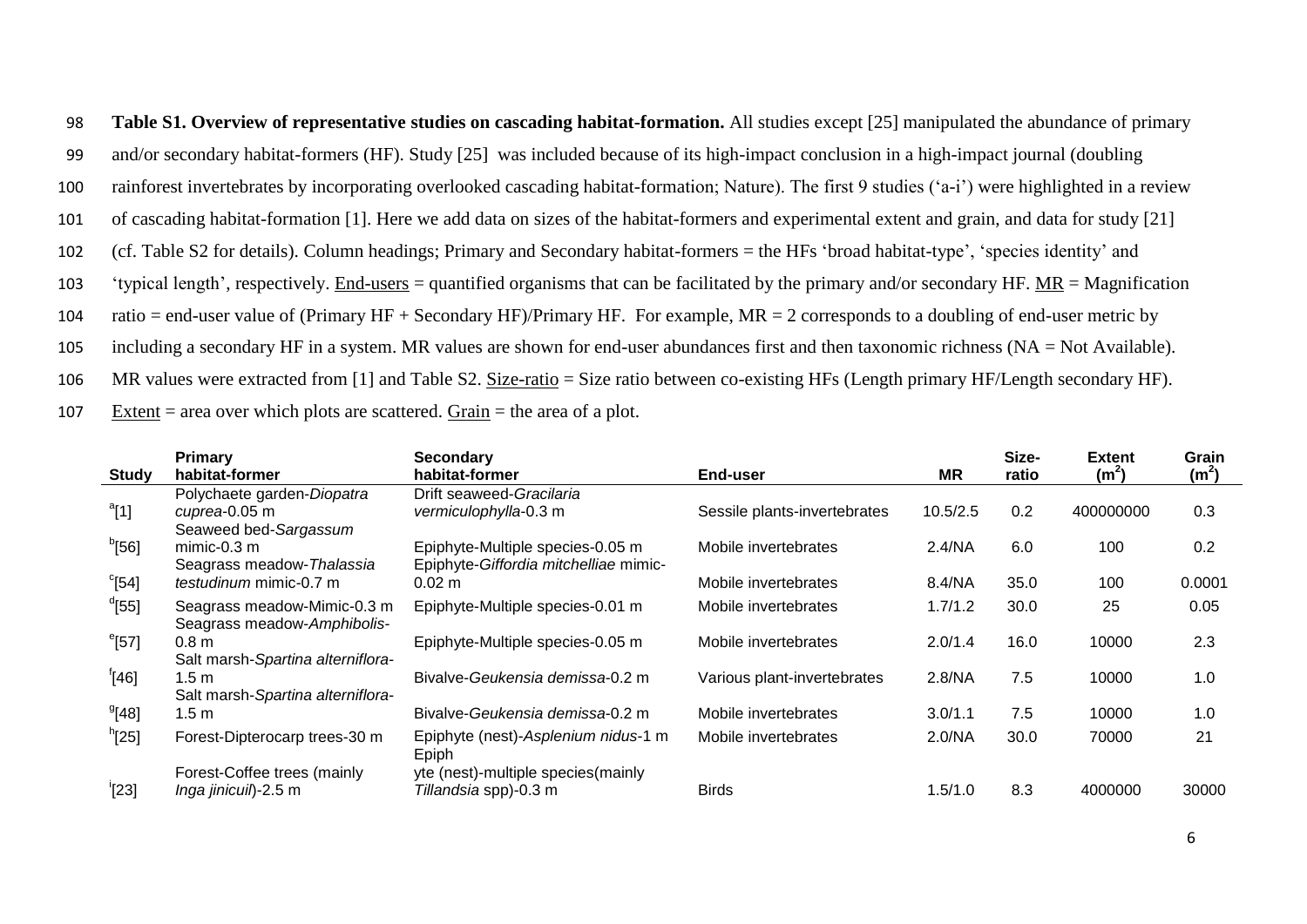**Table S1. Overview of representative studies on cascading habitat-formation.** All studies except [25] manipulated the abundance of primary and/or secondary habitat-formers (HF). Study [25] was included because of its high-impact conclusion in a high-impact journal (doubling rainforest invertebrates by incorporating overlooked cascading habitat-formation; Nature). The first 9 studies ('a-i') were highlighted in a review of cascading habitat-formation [1]. Here we add data on sizes of the habitat-formers and experimental extent and grain, and data for study [21] (cf. Table S2 for details). Column headings; Primary and Secondary habitat-formers = the HFs 'broad habitat-type', 'species identity' and 'typical length', respectively. End-users = quantified organisms that can be facilitated by the primary and/or secondary HF. MR = Magnification ratio = end-user value of (Primary HF + Secondary HF)/Primary HF. For example, MR = 2 corresponds to a doubling of end-user metric by including a secondary HF in a system. MR values are shown for end-user abundances first and then taxonomic richness (NA = Not Available). MR values were extracted from [1] and Table S2. Size-ratio = Size ratio between co-existing HFs (Length primary HF/Length secondary HF). Extent = area over which plots are scattered. Grain = the area of a plot.

| Study | Primary habitat-former | Secondary habitat-former | End-user | MR | Size-ratio | Extent ($m^2$) | Grain ($m^2$) |
|---|---|---|---|---|---|---|---|
| [a][1] | Polychaete garden-*Diopatra cuprea*-0.05 m | Drift seaweed-*Gracilaria vermiculophylla*-0.3 m | Sessile plants-invertebrates | 10.5/2.5 | 0.2 | 400000000 | 0.3 |
| [b][56] | Seaweed bed-*Sargassum* mimic-0.3 m | Epiphyte-Multiple species-0.05 m | Mobile invertebrates | 2.4/NA | 6.0 | 100 | 0.2 |
| [c][54] | Seagrass meadow-*Thalassia testudinum* mimic-0.7 m | Epiphyte-*Giffordia mitchelliae* mimic-0.02 m | Mobile invertebrates | 8.4/NA | 35.0 | 100 | 0.0001 |
| [d][55] | Seagrass meadow-Mimic-0.3 m | Epiphyte-Multiple species-0.01 m | Mobile invertebrates | 1.7/1.2 | 30.0 | 25 | 0.05 |
| [e][57] | Seagrass meadow-*Amphibolis*-0.8 m | Epiphyte-Multiple species-0.05 m | Mobile invertebrates | 2.0/1.4 | 16.0 | 10000 | 2.3 |
| [f][46] | Salt marsh-*Spartina alterniflora*-1.5 m | Bivalve-*Geukensia demissa*-0.2 m | Various plant-invertebrates | 2.8/NA | 7.5 | 10000 | 1.0 |
| [g][48] | Salt marsh-*Spartina alterniflora*-1.5 m | Bivalve-*Geukensia demissa*-0.2 m | Mobile invertebrates | 3.0/1.1 | 7.5 | 10000 | 1.0 |
| [h][25] | Forest-Dipterocarp trees-30 m | Epiphyte (nest)-*Asplenium nidus*-1 m | Mobile invertebrates | 2.0/NA | 30.0 | 70000 | 21 |
| [i][23] | Forest-Coffee trees (mainly *Inga jinicuil*)-2.5 m | Epiphyte (nest)-multiple species(mainly *Tillandsia* spp)-0.3 m | Birds | 1.5/1.0 | 8.3 | 4000000 | 30000 |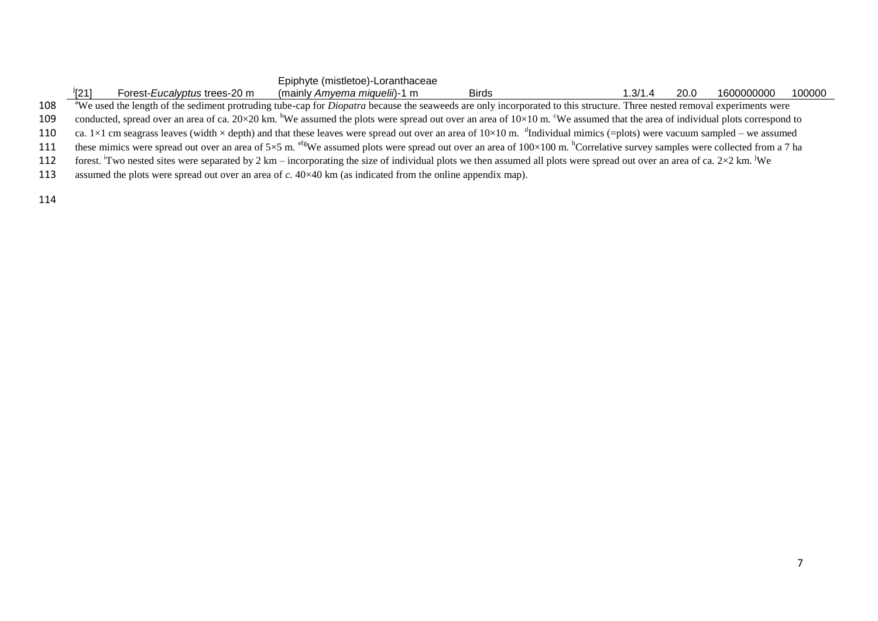| [j][21] | Forest-*Eucalyptus* trees-20 m | Epiphyte (mistletoe)-Loranthaceae (mainly *Amyema miquelii*)-1 m | Birds | 1.3/1.4 | 20.0 | 1600000000 | 100000 |
|---|---|---|---|---|---|---|---|

[a]We used the length of the sediment protruding tube-cap for *Diopatra* because the seaweeds are only incorporated to this structure. Three nested removal experiments were conducted, spread over an area of ca. 20×20 km. [b]We assumed the plots were spread out over an area of 10×10 m. [c]We assumed that the area of individual plots correspond to ca. 1×1 cm seagrass leaves (width × depth) and that these leaves were spread out over an area of 10×10 m. [d]Individual mimics (=plots) were vacuum sampled – we assumed these mimics were spread out over an area of 5×5 m. [efg]We assumed plots were spread out over an area of 100×100 m. [h]Correlative survey samples were collected from a 7 ha forest. [i]Two nested sites were separated by 2 km – incorporating the size of individual plots we then assumed all plots were spread out over an area of ca. 2×2 km. [j]We assumed the plots were spread out over an area of *c.* 40×40 km (as indicated from the online appendix map).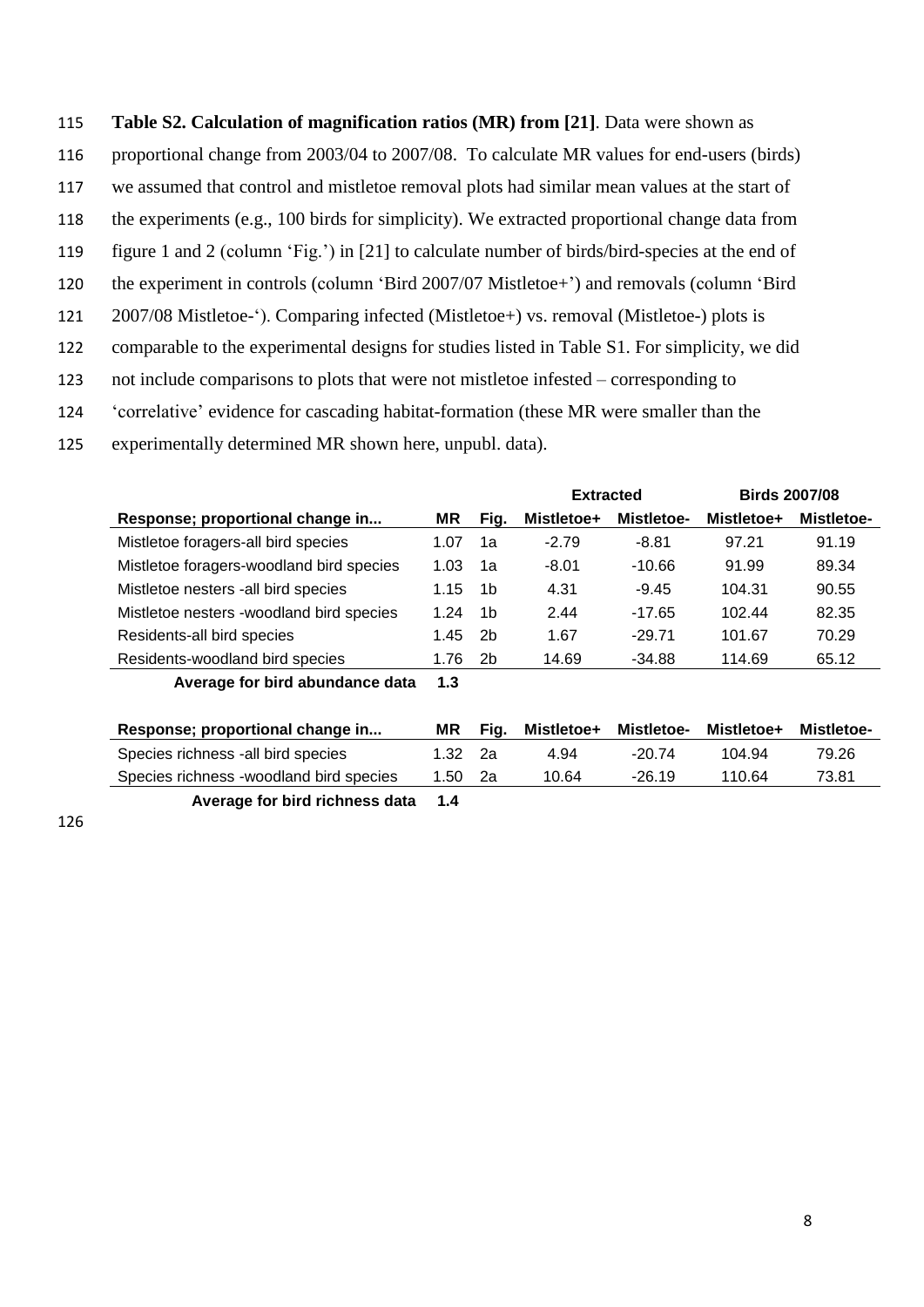**Table S2. Calculation of magnification ratios (MR) from [21]**. Data were shown as proportional change from 2003/04 to 2007/08. To calculate MR values for end-users (birds) we assumed that control and mistletoe removal plots had similar mean values at the start of the experiments (e.g., 100 birds for simplicity). We extracted proportional change data from figure 1 and 2 (column 'Fig.') in [21] to calculate number of birds/bird-species at the end of the experiment in controls (column 'Bird 2007/07 Mistletoe+') and removals (column 'Bird 2007/08 Mistletoe-'). Comparing infected (Mistletoe+) vs. removal (Mistletoe-) plots is comparable to the experimental designs for studies listed in Table S1. For simplicity, we did not include comparisons to plots that were not mistletoe infested – corresponding to 'correlative' evidence for cascading habitat-formation (these MR were smaller than the experimentally determined MR shown here, unpubl. data).

| | | | **Extracted** | | **Birds 2007/08** | |
|---|---|---|---|---|---|---|
| **Response; proportional change in...** | **MR** | **Fig.** | **Mistletoe+** | **Mistletoe-** | **Mistletoe+** | **Mistletoe-** |
| Mistletoe foragers-all bird species | 1.07 | 1a | -2.79 | -8.81 | 97.21 | 91.19 |
| Mistletoe foragers-woodland bird species | 1.03 | 1a | -8.01 | -10.66 | 91.99 | 89.34 |
| Mistletoe nesters -all bird species | 1.15 | 1b | 4.31 | -9.45 | 104.31 | 90.55 |
| Mistletoe nesters -woodland bird species | 1.24 | 1b | 2.44 | -17.65 | 102.44 | 82.35 |
| Residents-all bird species | 1.45 | 2b | 1.67 | -29.71 | 101.67 | 70.29 |
| Residents-woodland bird species | 1.76 | 2b | 14.69 | -34.88 | 114.69 | 65.12 |
| **Average for bird abundance data** | **1.3** | | | | | |

| **Response; proportional change in...** | **MR** | **Fig.** | **Mistletoe+** | **Mistletoe-** | **Mistletoe+** | **Mistletoe-** |
|---|---|---|---|---|---|---|
| Species richness -all bird species | 1.32 | 2a | 4.94 | -20.74 | 104.94 | 79.26 |
| Species richness -woodland bird species | 1.50 | 2a | 10.64 | -26.19 | 110.64 | 73.81 |
| **Average for bird richness data** | **1.4** | | | | | |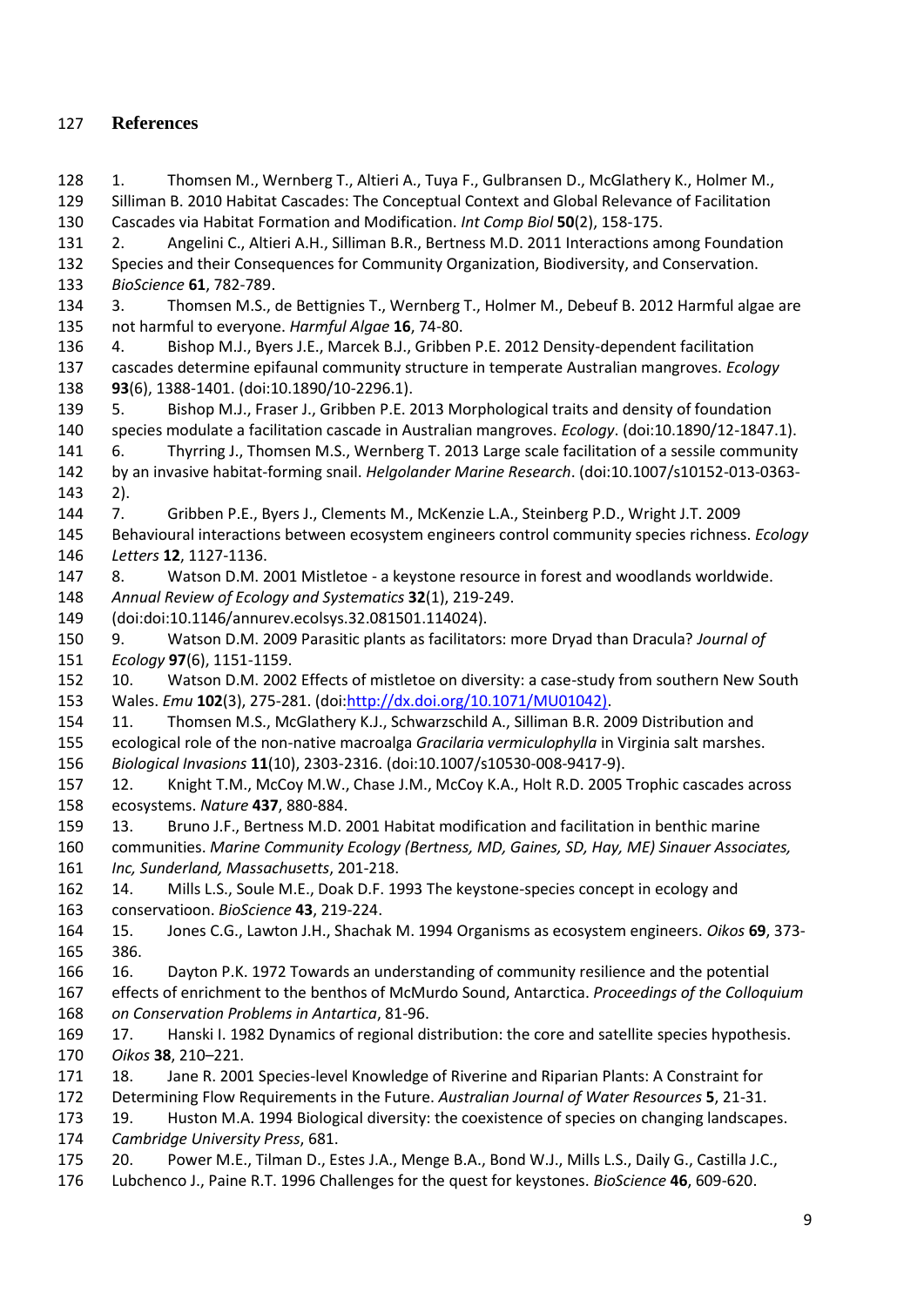## References

1. Thomsen M., Wernberg T., Altieri A., Tuya F., Gulbransen D., McGlathery K., Holmer M., Silliman B. 2010 Habitat Cascades: The Conceptual Context and Global Relevance of Facilitation Cascades via Habitat Formation and Modification. *Int Comp Biol* **50**(2), 158-175.
2. Angelini C., Altieri A.H., Silliman B.R., Bertness M.D. 2011 Interactions among Foundation Species and their Consequences for Community Organization, Biodiversity, and Conservation. *BioScience* **61**, 782-789.
3. Thomsen M.S., de Bettignies T., Wernberg T., Holmer M., Debeuf B. 2012 Harmful algae are not harmful to everyone. *Harmful Algae* **16**, 74-80.
4. Bishop M.J., Byers J.E., Marcek B.J., Gribben P.E. 2012 Density-dependent facilitation cascades determine epifaunal community structure in temperate Australian mangroves. *Ecology* **93**(6), 1388-1401. (doi:10.1890/10-2296.1).
5. Bishop M.J., Fraser J., Gribben P.E. 2013 Morphological traits and density of foundation species modulate a facilitation cascade in Australian mangroves. *Ecology*. (doi:10.1890/12-1847.1).
6. Thyrring J., Thomsen M.S., Wernberg T. 2013 Large scale facilitation of a sessile community by an invasive habitat-forming snail. *Helgolander Marine Research*. (doi:10.1007/s10152-013-0363-2).
7. Gribben P.E., Byers J., Clements M., McKenzie L.A., Steinberg P.D., Wright J.T. 2009 Behavioural interactions between ecosystem engineers control community species richness. *Ecology Letters* **12**, 1127-1136.
8. Watson D.M. 2001 Mistletoe - a keystone resource in forest and woodlands worldwide. *Annual Review of Ecology and Systematics* **32**(1), 219-249. (doi:doi:10.1146/annurev.ecolsys.32.081501.114024).
9. Watson D.M. 2009 Parasitic plants as facilitators: more Dryad than Dracula? *Journal of Ecology* **97**(6), 1151-1159.
10. Watson D.M. 2002 Effects of mistletoe on diversity: a case-study from southern New South Wales. *Emu* **102**(3), 275-281. (doi:http://dx.doi.org/10.1071/MU01042).
11. Thomsen M.S., McGlathery K.J., Schwarzschild A., Silliman B.R. 2009 Distribution and ecological role of the non-native macroalga *Gracilaria vermiculophylla* in Virginia salt marshes. *Biological Invasions* **11**(10), 2303-2316. (doi:10.1007/s10530-008-9417-9).
12. Knight T.M., McCoy M.W., Chase J.M., McCoy K.A., Holt R.D. 2005 Trophic cascades across ecosystems. *Nature* **437**, 880-884.
13. Bruno J.F., Bertness M.D. 2001 Habitat modification and facilitation in benthic marine communities. *Marine Community Ecology (Bertness, MD, Gaines, SD, Hay, ME) Sinauer Associates, Inc, Sunderland, Massachusetts*, 201-218.
14. Mills L.S., Soule M.E., Doak D.F. 1993 The keystone-species concept in ecology and conservatioon. *BioScience* **43**, 219-224.
15. Jones C.G., Lawton J.H., Shachak M. 1994 Organisms as ecosystem engineers. *Oikos* **69**, 373-386.
16. Dayton P.K. 1972 Towards an understanding of community resilience and the potential effects of enrichment to the benthos of McMurdo Sound, Antarctica. *Proceedings of the Colloquium on Conservation Problems in Antartica*, 81-96.
17. Hanski I. 1982 Dynamics of regional distribution: the core and satellite species hypothesis. *Oikos* **38**, 210–221.
18. Jane R. 2001 Species-level Knowledge of Riverine and Riparian Plants: A Constraint for Determining Flow Requirements in the Future. *Australian Journal of Water Resources* **5**, 21-31.
19. Huston M.A. 1994 Biological diversity: the coexistence of species on changing landscapes. *Cambridge University Press*, 681.
20. Power M.E., Tilman D., Estes J.A., Menge B.A., Bond W.J., Mills L.S., Daily G., Castilla J.C., Lubchenco J., Paine R.T. 1996 Challenges for the quest for keystones. *BioScience* **46**, 609-620.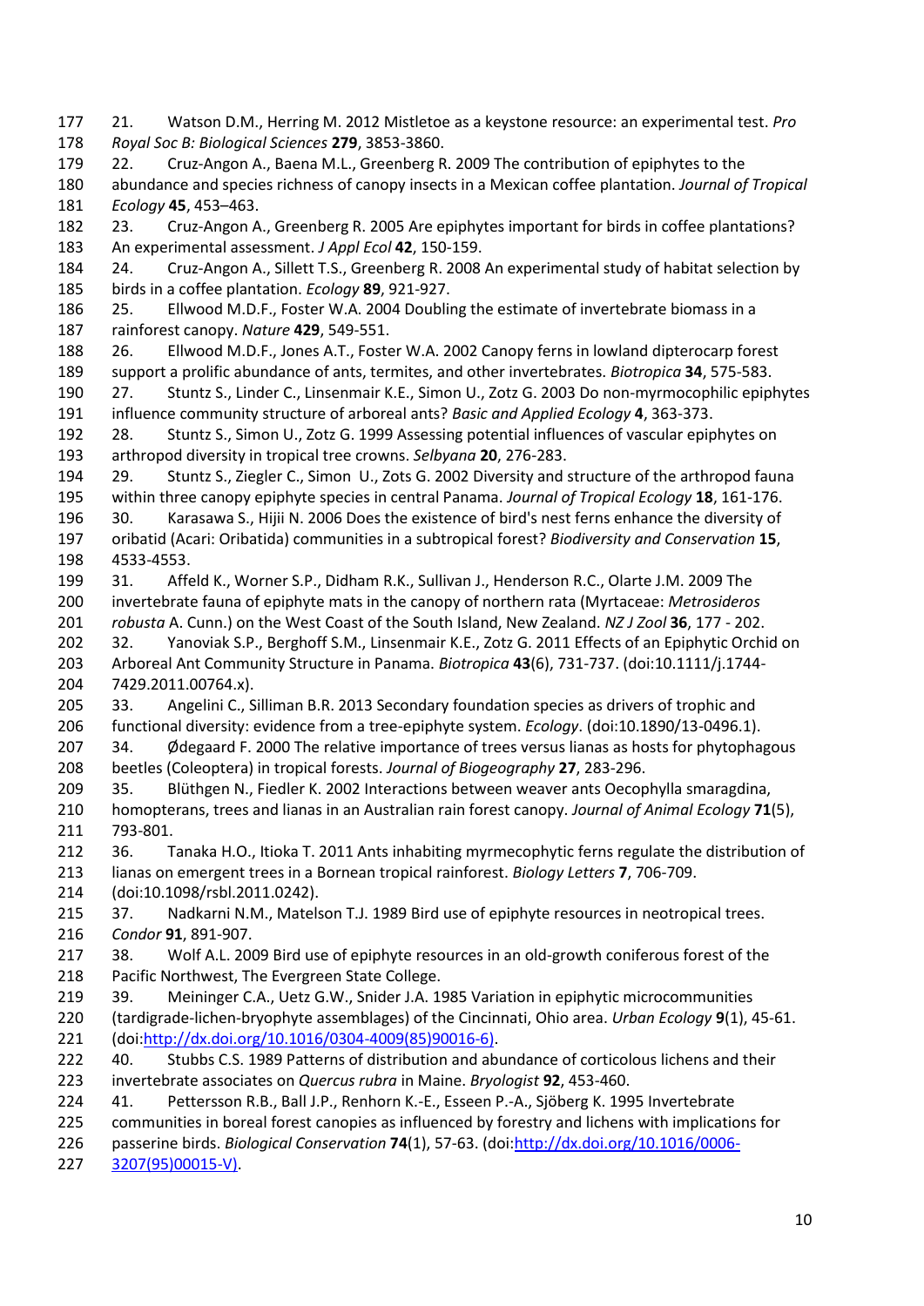21. Watson D.M., Herring M. 2012 Mistletoe as a keystone resource: an experimental test. *Pro Royal Soc B: Biological Sciences* **279**, 3853-3860.

22. Cruz-Angon A., Baena M.L., Greenberg R. 2009 The contribution of epiphytes to the abundance and species richness of canopy insects in a Mexican coffee plantation. *Journal of Tropical Ecology* **45**, 453–463.

23. Cruz-Angon A., Greenberg R. 2005 Are epiphytes important for birds in coffee plantations? An experimental assessment. *J Appl Ecol* **42**, 150-159.

24. Cruz-Angon A., Sillett T.S., Greenberg R. 2008 An experimental study of habitat selection by birds in a coffee plantation. *Ecology* **89**, 921-927.

25. Ellwood M.D.F., Foster W.A. 2004 Doubling the estimate of invertebrate biomass in a rainforest canopy. *Nature* **429**, 549-551.

26. Ellwood M.D.F., Jones A.T., Foster W.A. 2002 Canopy ferns in lowland dipterocarp forest support a prolific abundance of ants, termites, and other invertebrates. *Biotropica* **34**, 575-583.

27. Stuntz S., Linder C., Linsenmair K.E., Simon U., Zotz G. 2003 Do non-myrmocophilic epiphytes influence community structure of arboreal ants? *Basic and Applied Ecology* **4**, 363-373.

28. Stuntz S., Simon U., Zotz G. 1999 Assessing potential influences of vascular epiphytes on arthropod diversity in tropical tree crowns. *Selbyana* **20**, 276-283.

29. Stuntz S., Ziegler C., Simon U., Zots G. 2002 Diversity and structure of the arthropod fauna within three canopy epiphyte species in central Panama. *Journal of Tropical Ecology* **18**, 161-176.

30. Karasawa S., Hijii N. 2006 Does the existence of bird's nest ferns enhance the diversity of oribatid (Acari: Oribatida) communities in a subtropical forest? *Biodiversity and Conservation* **15**, 4533-4553.

31. Affeld K., Worner S.P., Didham R.K., Sullivan J., Henderson R.C., Olarte J.M. 2009 The invertebrate fauna of epiphyte mats in the canopy of northern rata (Myrtaceae: *Metrosideros robusta* A. Cunn.) on the West Coast of the South Island, New Zealand. *NZ J Zool* **36**, 177 - 202.

32. Yanoviak S.P., Berghoff S.M., Linsenmair K.E., Zotz G. 2011 Effects of an Epiphytic Orchid on Arboreal Ant Community Structure in Panama. *Biotropica* **43**(6), 731-737. (doi:10.1111/j.1744-7429.2011.00764.x).

33. Angelini C., Silliman B.R. 2013 Secondary foundation species as drivers of trophic and functional diversity: evidence from a tree-epiphyte system. *Ecology*. (doi:10.1890/13-0496.1).

34. Ødegaard F. 2000 The relative importance of trees versus lianas as hosts for phytophagous beetles (Coleoptera) in tropical forests. *Journal of Biogeography* **27**, 283-296.

35. Blüthgen N., Fiedler K. 2002 Interactions between weaver ants Oecophylla smaragdina, homopterans, trees and lianas in an Australian rain forest canopy. *Journal of Animal Ecology* **71**(5), 793-801.

36. Tanaka H.O., Itioka T. 2011 Ants inhabiting myrmecophytic ferns regulate the distribution of lianas on emergent trees in a Bornean tropical rainforest. *Biology Letters* **7**, 706-709. (doi:10.1098/rsbl.2011.0242).

37. Nadkarni N.M., Matelson T.J. 1989 Bird use of epiphyte resources in neotropical trees. *Condor* **91**, 891-907.

38. Wolf A.L. 2009 Bird use of epiphyte resources in an old-growth coniferous forest of the Pacific Northwest, The Evergreen State College.

39. Meininger C.A., Uetz G.W., Snider J.A. 1985 Variation in epiphytic microcommunities (tardigrade-lichen-bryophyte assemblages) of the Cincinnati, Ohio area. *Urban Ecology* **9**(1), 45-61. (doi:http://dx.doi.org/10.1016/0304-4009(85)90016-6).

40. Stubbs C.S. 1989 Patterns of distribution and abundance of corticolous lichens and their invertebrate associates on *Quercus rubra* in Maine. *Bryologist* **92**, 453-460.

41. Pettersson R.B., Ball J.P., Renhorn K.-E., Esseen P.-A., Sjöberg K. 1995 Invertebrate communities in boreal forest canopies as influenced by forestry and lichens with implications for passerine birds. *Biological Conservation* **74**(1), 57-63. (doi:http://dx.doi.org/10.1016/0006-3207(95)00015-V).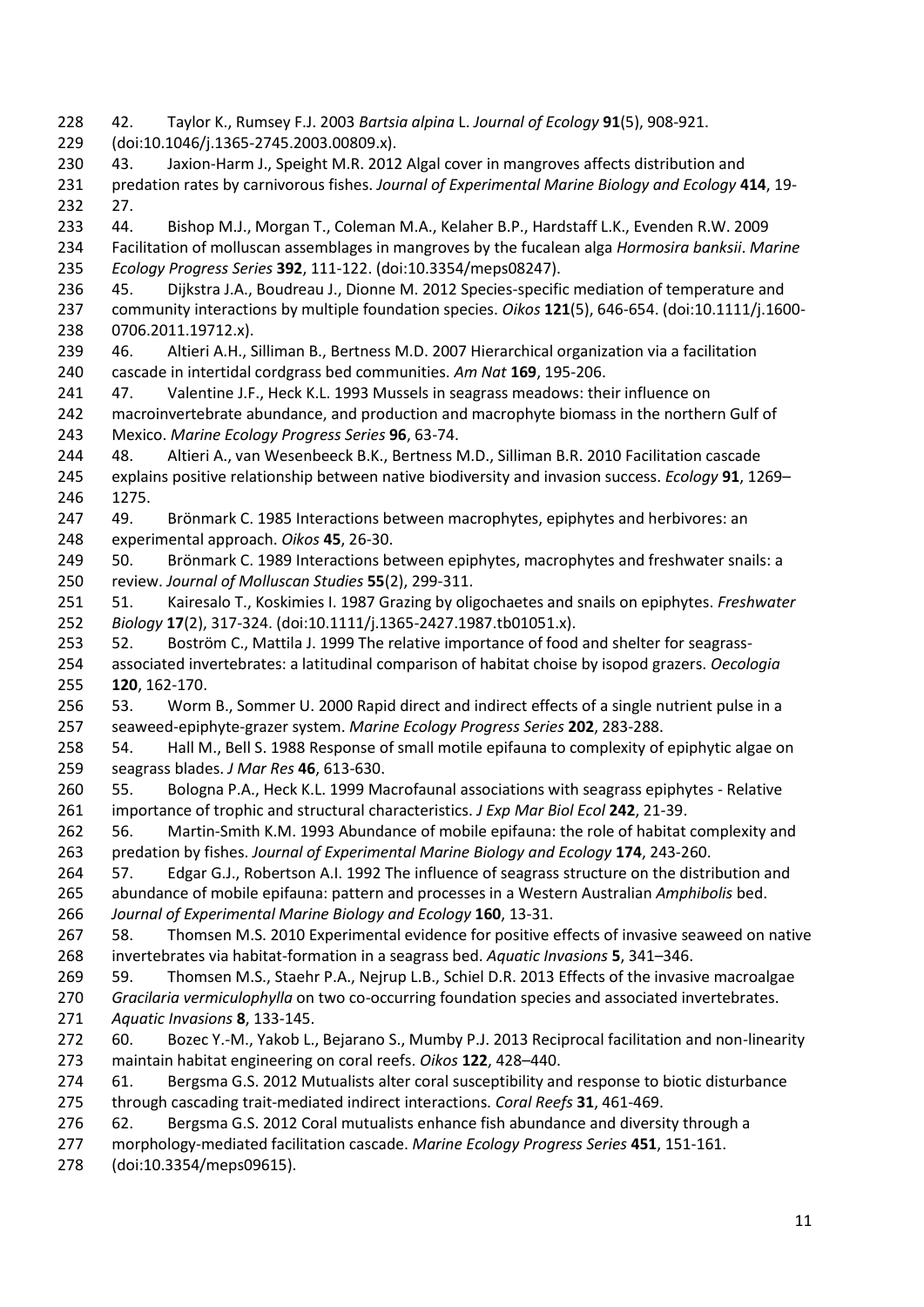42. Taylor K., Rumsey F.J. 2003 *Bartsia alpina* L. *Journal of Ecology* **91**(5), 908-921. (doi:10.1046/j.1365-2745.2003.00809.x).

43. Jaxion-Harm J., Speight M.R. 2012 Algal cover in mangroves affects distribution and predation rates by carnivorous fishes. *Journal of Experimental Marine Biology and Ecology* **414**, 19-27.

44. Bishop M.J., Morgan T., Coleman M.A., Kelaher B.P., Hardstaff L.K., Evenden R.W. 2009 Facilitation of molluscan assemblages in mangroves by the fucalean alga *Hormosira banksii*. *Marine Ecology Progress Series* **392**, 111-122. (doi:10.3354/meps08247).

45. Dijkstra J.A., Boudreau J., Dionne M. 2012 Species-specific mediation of temperature and community interactions by multiple foundation species. *Oikos* **121**(5), 646-654. (doi:10.1111/j.1600-0706.2011.19712.x).

46. Altieri A.H., Silliman B., Bertness M.D. 2007 Hierarchical organization via a facilitation cascade in intertidal cordgrass bed communities. *Am Nat* **169**, 195-206.

47. Valentine J.F., Heck K.L. 1993 Mussels in seagrass meadows: their influence on macroinvertebrate abundance, and production and macrophyte biomass in the northern Gulf of Mexico. *Marine Ecology Progress Series* **96**, 63-74.

48. Altieri A., van Wesenbeeck B.K., Bertness M.D., Silliman B.R. 2010 Facilitation cascade explains positive relationship between native biodiversity and invasion success. *Ecology* **91**, 1269–1275.

49. Brönmark C. 1985 Interactions between macrophytes, epiphytes and herbivores: an experimental approach. *Oikos* **45**, 26-30.

50. Brönmark C. 1989 Interactions between epiphytes, macrophytes and freshwater snails: a review. *Journal of Molluscan Studies* **55**(2), 299-311.

51. Kairesalo T., Koskimies I. 1987 Grazing by oligochaetes and snails on epiphytes. *Freshwater Biology* **17**(2), 317-324. (doi:10.1111/j.1365-2427.1987.tb01051.x).

52. Boström C., Mattila J. 1999 The relative importance of food and shelter for seagrass-associated invertebrates: a latitudinal comparison of habitat choise by isopod grazers. *Oecologia* **120**, 162-170.

53. Worm B., Sommer U. 2000 Rapid direct and indirect effects of a single nutrient pulse in a seaweed-epiphyte-grazer system. *Marine Ecology Progress Series* **202**, 283-288.

54. Hall M., Bell S. 1988 Response of small motile epifauna to complexity of epiphytic algae on seagrass blades. *J Mar Res* **46**, 613-630.

55. Bologna P.A., Heck K.L. 1999 Macrofaunal associations with seagrass epiphytes - Relative importance of trophic and structural characteristics. *J Exp Mar Biol Ecol* **242**, 21-39.

56. Martin-Smith K.M. 1993 Abundance of mobile epifauna: the role of habitat complexity and predation by fishes. *Journal of Experimental Marine Biology and Ecology* **174**, 243-260.

57. Edgar G.J., Robertson A.I. 1992 The influence of seagrass structure on the distribution and abundance of mobile epifauna: pattern and processes in a Western Australian *Amphibolis* bed. *Journal of Experimental Marine Biology and Ecology* **160**, 13-31.

58. Thomsen M.S. 2010 Experimental evidence for positive effects of invasive seaweed on native invertebrates via habitat-formation in a seagrass bed. *Aquatic Invasions* **5**, 341–346.

59. Thomsen M.S., Staehr P.A., Nejrup L.B., Schiel D.R. 2013 Effects of the invasive macroalgae *Gracilaria vermiculophylla* on two co-occurring foundation species and associated invertebrates. *Aquatic Invasions* **8**, 133-145.

60. Bozec Y.-M., Yakob L., Bejarano S., Mumby P.J. 2013 Reciprocal facilitation and non-linearity maintain habitat engineering on coral reefs. *Oikos* **122**, 428–440.

61. Bergsma G.S. 2012 Mutualists alter coral susceptibility and response to biotic disturbance through cascading trait-mediated indirect interactions. *Coral Reefs* **31**, 461-469.

62. Bergsma G.S. 2012 Coral mutualists enhance fish abundance and diversity through a morphology-mediated facilitation cascade. *Marine Ecology Progress Series* **451**, 151-161. (doi:10.3354/meps09615).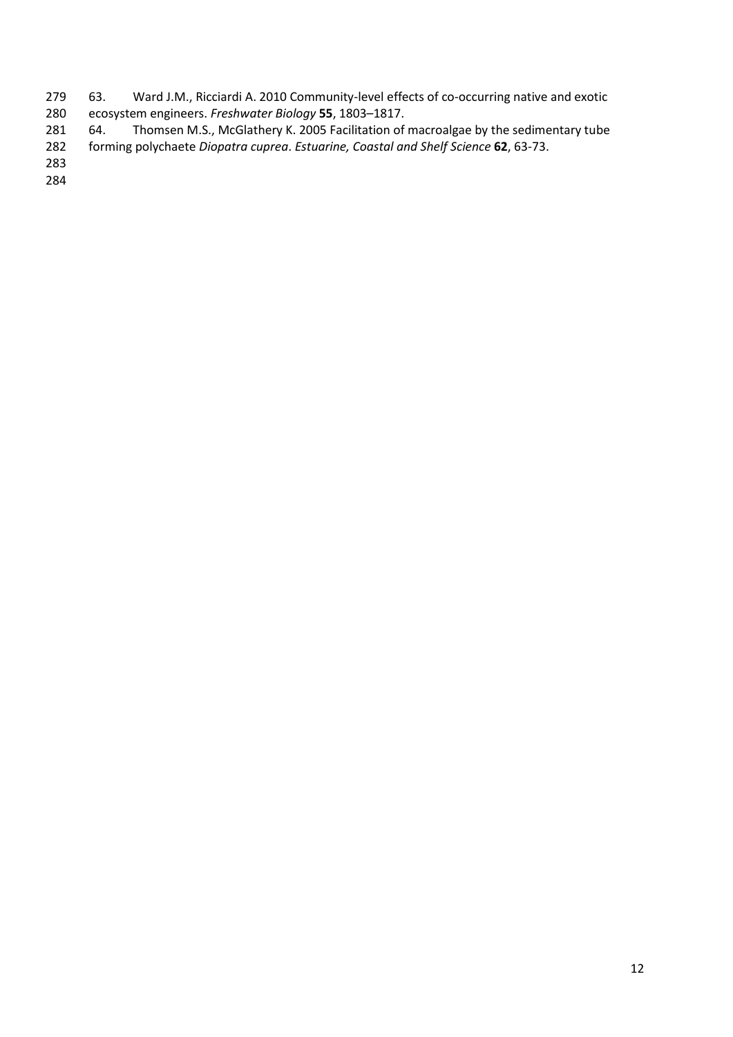63. Ward J.M., Ricciardi A. 2010 Community-level effects of co-occurring native and exotic ecosystem engineers. *Freshwater Biology* **55**, 1803–1817.

64. Thomsen M.S., McGlathery K. 2005 Facilitation of macroalgae by the sedimentary tube forming polychaete *Diopatra cuprea*. *Estuarine, Coastal and Shelf Science* **62**, 63-73.